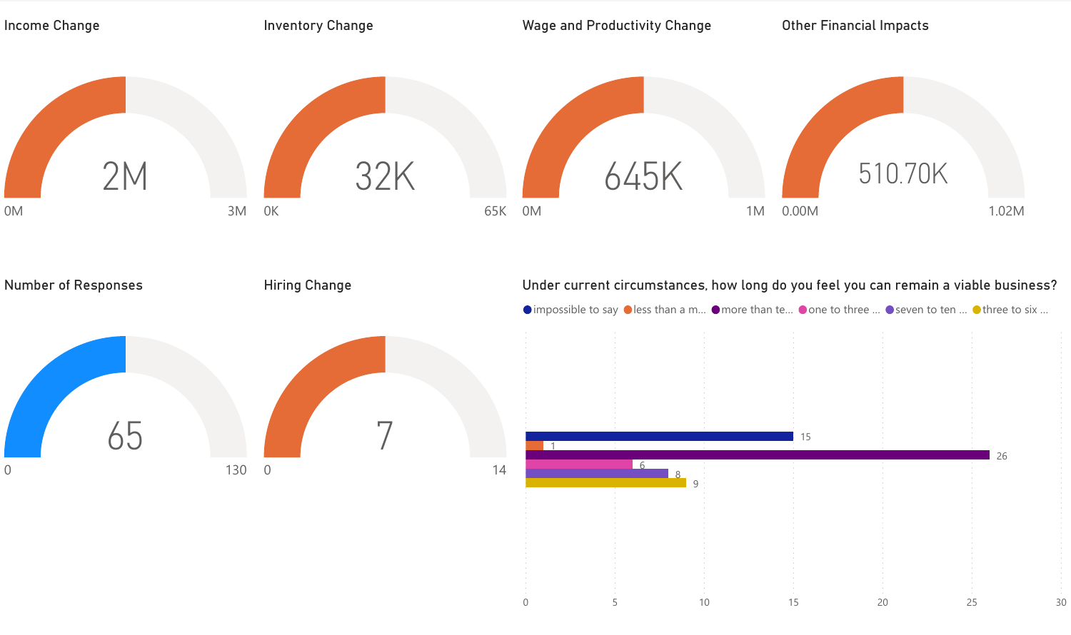## Income Change

2M

0M — 3M

## Inventory Change

32K

0K — 65K

## Wage and Productivity Change

645K

0M — 1M

## Other Financial Impacts

510.70K

0.00M — 1.02M

## Number of Responses

65

0 — 130

## Hiring Change

7

0 — 14

## Under current circumstances, how long do you feel you can remain a viable business?

| Response | Count |
| --- | --- |
| impossible to say | 15 |
| less than a m... | 1 |
| more than te... | 26 |
| one to three ... | 6 |
| seven to ten ... | 8 |
| three to six ... | 9 |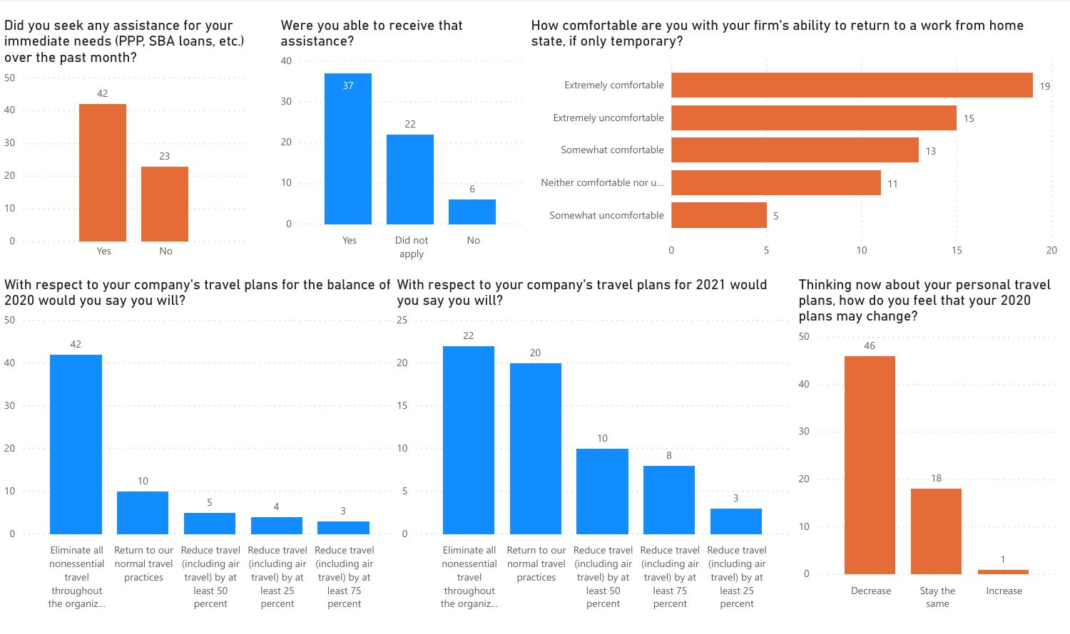## Did you seek any assistance for your immediate needs (PPP, SBA loans, etc.) over the past month?

50
40
30
20
10
0

42
23

Yes
No

## Were you able to receive that assistance?

40
30
20
10
0

37
22
6

Yes
Did not apply
No

## How comfortable are you with your firm's ability to return to a work from home state, if only temporary?

Extremely comfortable 19
Extremely uncomfortable 15
Somewhat comfortable 13
Neither comfortable nor u... 11
Somewhat uncomfortable 5

0
5
10
15
20

## With respect to your company's travel plans for the balance of 2020 would you say you will?

50
40
30
20
10
0

42
10
5
4
3

Eliminate all nonessential travel throughout the organiz...
Return to our normal travel practices
Reduce travel (including air travel) by at least 50 percent
Reduce travel (including air travel) by at least 25 percent
Reduce travel (including air travel) by at least 75 percent

## With respect to your company's travel plans for 2021 would you say you will?

25
20
15
10
5
0

22
20
10
8
3

Eliminate all nonessential travel throughout the organiz...
Return to our normal travel practices
Reduce travel (including air travel) by at least 50 percent
Reduce travel (including air travel) by at least 75 percent
Reduce travel (including air travel) by at least 25 percent

## Thinking now about your personal travel plans, how do you feel that your 2020 plans may change?

50
40
30
20
10
0

46
18
1

Decrease
Stay the same
Increase